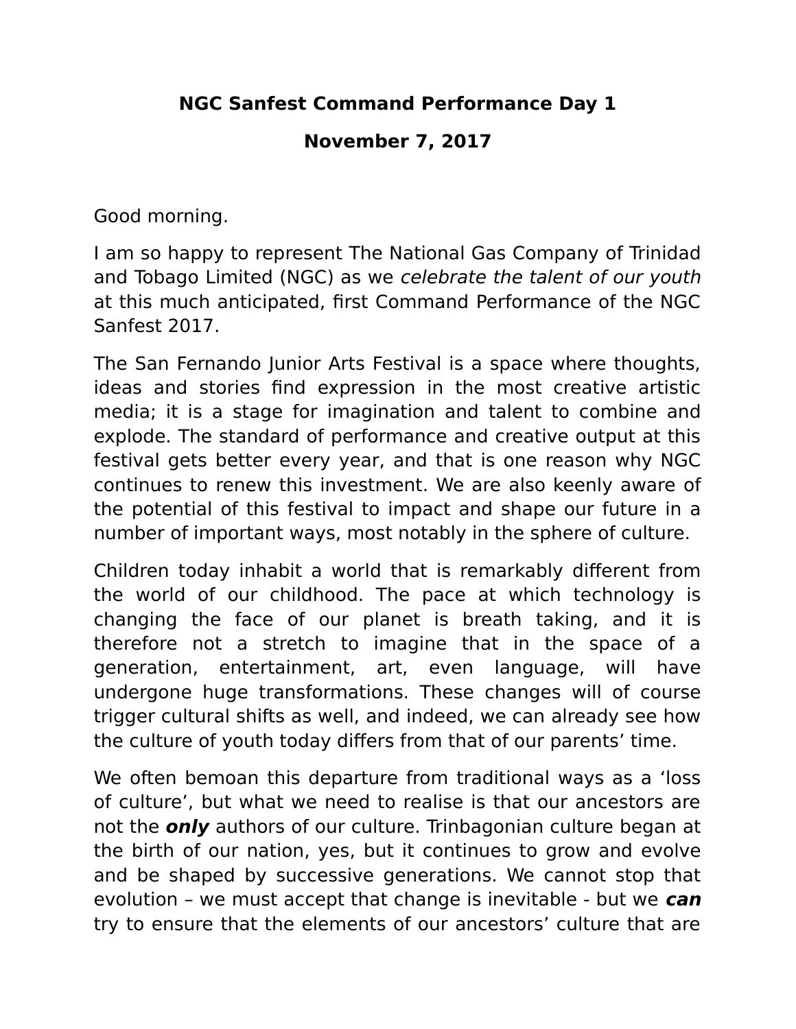# NGC Sanfest Command Performance Day 1

## November 7, 2017

Good morning.

I am so happy to represent The National Gas Company of Trinidad and Tobago Limited (NGC) as we *celebrate the talent of our youth* at this much anticipated, first Command Performance of the NGC Sanfest 2017.

The San Fernando Junior Arts Festival is a space where thoughts, ideas and stories find expression in the most creative artistic media; it is a stage for imagination and talent to combine and explode. The standard of performance and creative output at this festival gets better every year, and that is one reason why NGC continues to renew this investment. We are also keenly aware of the potential of this festival to impact and shape our future in a number of important ways, most notably in the sphere of culture.

Children today inhabit a world that is remarkably different from the world of our childhood. The pace at which technology is changing the face of our planet is breath taking, and it is therefore not a stretch to imagine that in the space of a generation, entertainment, art, even language, will have undergone huge transformations. These changes will of course trigger cultural shifts as well, and indeed, we can already see how the culture of youth today differs from that of our parents' time.

We often bemoan this departure from traditional ways as a 'loss of culture', but what we need to realise is that our ancestors are not the ***only*** authors of our culture. Trinbagonian culture began at the birth of our nation, yes, but it continues to grow and evolve and be shaped by successive generations. We cannot stop that evolution – we must accept that change is inevitable - but we ***can*** try to ensure that the elements of our ancestors' culture that are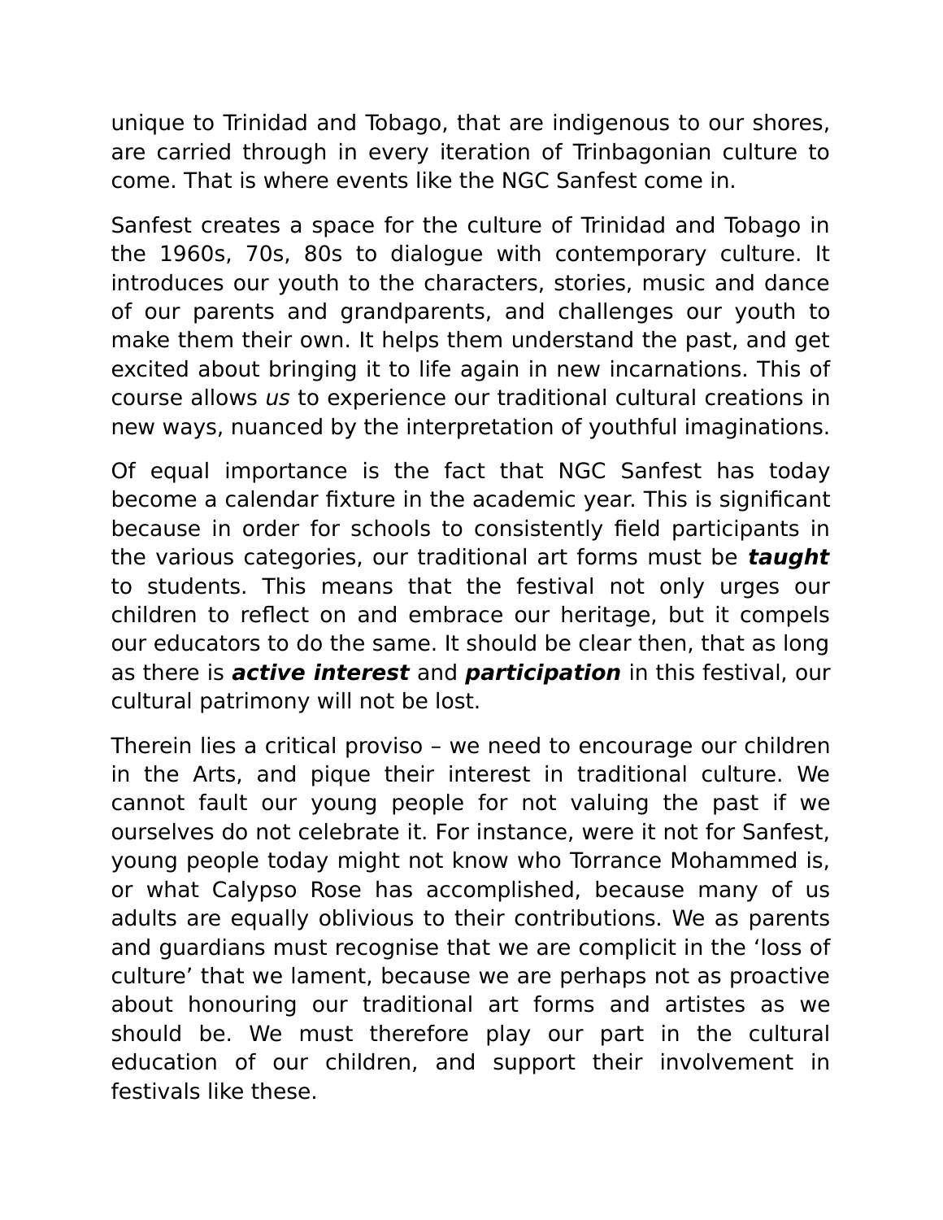unique to Trinidad and Tobago, that are indigenous to our shores, are carried through in every iteration of Trinbagonian culture to come. That is where events like the NGC Sanfest come in.

Sanfest creates a space for the culture of Trinidad and Tobago in the 1960s, 70s, 80s to dialogue with contemporary culture. It introduces our youth to the characters, stories, music and dance of our parents and grandparents, and challenges our youth to make them their own. It helps them understand the past, and get excited about bringing it to life again in new incarnations. This of course allows *us* to experience our traditional cultural creations in new ways, nuanced by the interpretation of youthful imaginations.

Of equal importance is the fact that NGC Sanfest has today become a calendar fixture in the academic year. This is significant because in order for schools to consistently field participants in the various categories, our traditional art forms must be ***taught*** to students. This means that the festival not only urges our children to reflect on and embrace our heritage, but it compels our educators to do the same. It should be clear then, that as long as there is ***active interest*** and ***participation*** in this festival, our cultural patrimony will not be lost.

Therein lies a critical proviso – we need to encourage our children in the Arts, and pique their interest in traditional culture. We cannot fault our young people for not valuing the past if we ourselves do not celebrate it. For instance, were it not for Sanfest, young people today might not know who Torrance Mohammed is, or what Calypso Rose has accomplished, because many of us adults are equally oblivious to their contributions. We as parents and guardians must recognise that we are complicit in the 'loss of culture' that we lament, because we are perhaps not as proactive about honouring our traditional art forms and artistes as we should be. We must therefore play our part in the cultural education of our children, and support their involvement in festivals like these.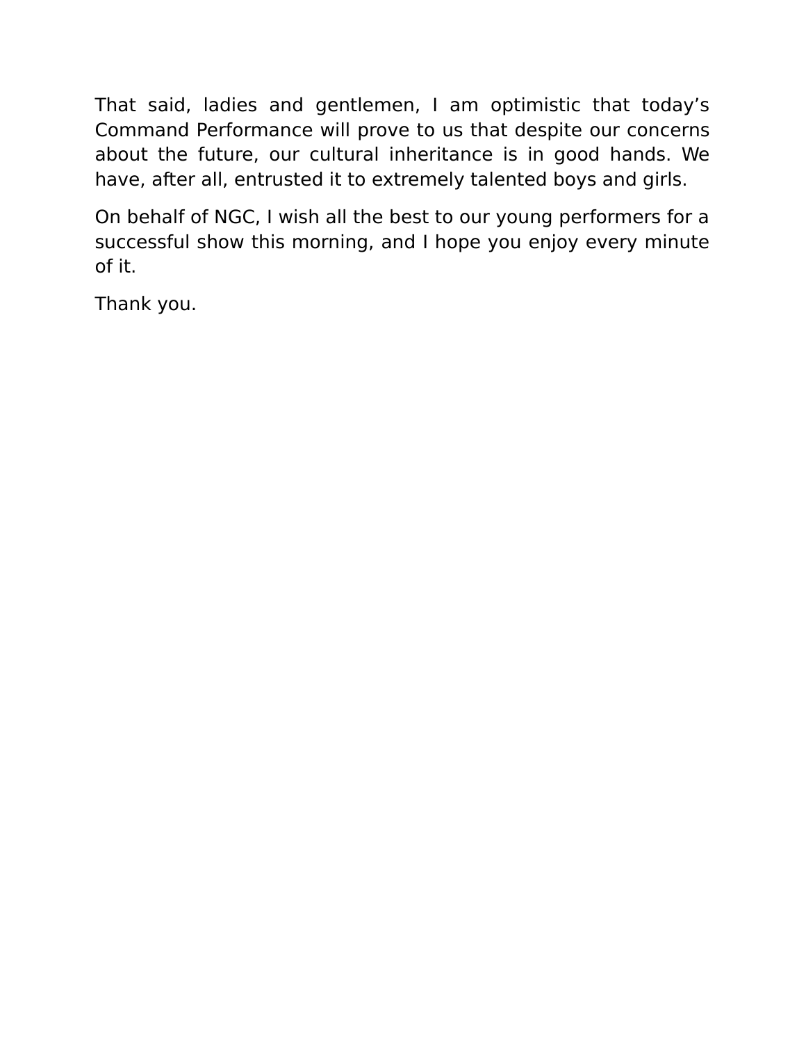That said, ladies and gentlemen, I am optimistic that today’s Command Performance will prove to us that despite our concerns about the future, our cultural inheritance is in good hands. We have, after all, entrusted it to extremely talented boys and girls.

On behalf of NGC, I wish all the best to our young performers for a successful show this morning, and I hope you enjoy every minute of it.

Thank you.